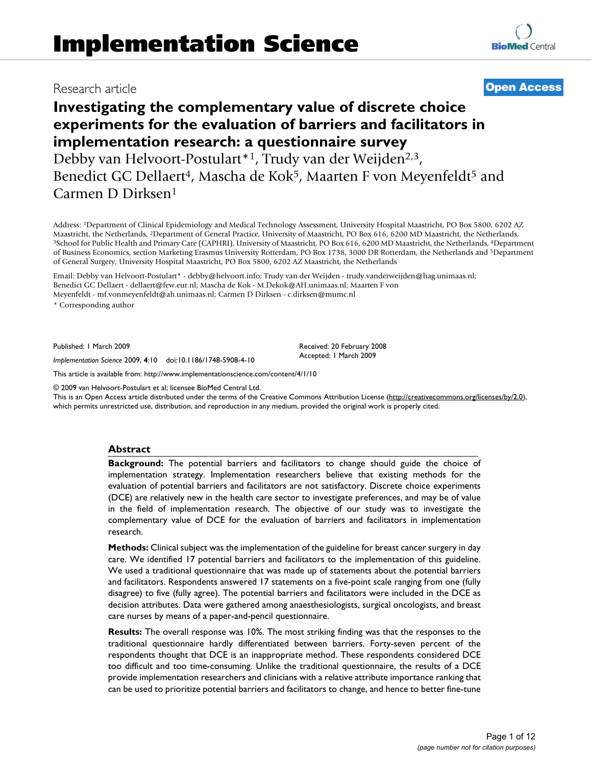Research article

**Open Access**

# Investigating the complementary value of discrete choice experiments for the evaluation of barriers and facilitators in implementation research: a questionnaire survey

Debby van Helvoort-Postulart*[1], Trudy van der Weijden[2,3], Benedict GC Dellaert[4], Mascha de Kok[5], Maarten F von Meyenfeldt[5] and Carmen D Dirksen[1]

Address: [1]Department of Clinical Epidemiology and Medical Technology Assessment, University Hospital Maastricht, PO Box 5800, 6202 AZ Maastricht, the Netherlands, [2]Department of General Practice, University of Maastricht, PO Box 616, 6200 MD Maastricht, the Netherlands, [3]School for Public Health and Primary Care (CAPHRI), University of Maastricht, PO Box 616, 6200 MD Maastricht, the Netherlands, [4]Department of Business Economics, section Marketing Erasmus University Rotterdam, PO Box 1738, 3000 DR Rotterdam, the Netherlands and [5]Department of General Surgery, University Hospital Maastricht, PO Box 5800, 6202 AZ Maastricht, the Netherlands

Email: Debby van Helvoort-Postulart* - debby@helvoort.info; Trudy van der Weijden - trudy.vanderweijden@hag.unimaas.nl; Benedict GC Dellaert - dellaert@few.eur.nl; Mascha de Kok - M.Dekok@AH.unimaas.nl; Maarten F von Meyenfeldt - mf.vonmeyenfeldt@ah.unimaas.nl; Carmen D Dirksen - c.dirksen@mumc.nl

\* Corresponding author

Published: 1 March 2009

*Implementation Science* 2009, **4**:10 doi:10.1186/1748-5908-4-10

Received: 20 February 2008
Accepted: 1 March 2009

This article is available from: http://www.implementationscience.com/content/4/1/10

© 2009 van Helvoort-Postulart et al; licensee BioMed Central Ltd.
This is an Open Access article distributed under the terms of the Creative Commons Attribution License (http://creativecommons.org/licenses/by/2.0), which permits unrestricted use, distribution, and reproduction in any medium, provided the original work is properly cited.

## Abstract

**Background:** The potential barriers and facilitators to change should guide the choice of implementation strategy. Implementation researchers believe that existing methods for the evaluation of potential barriers and facilitators are not satisfactory. Discrete choice experiments (DCE) are relatively new in the health care sector to investigate preferences, and may be of value in the field of implementation research. The objective of our study was to investigate the complementary value of DCE for the evaluation of barriers and facilitators in implementation research.

**Methods:** Clinical subject was the implementation of the guideline for breast cancer surgery in day care. We identified 17 potential barriers and facilitators to the implementation of this guideline. We used a traditional questionnaire that was made up of statements about the potential barriers and facilitators. Respondents answered 17 statements on a five-point scale ranging from one (fully disagree) to five (fully agree). The potential barriers and facilitators were included in the DCE as decision attributes. Data were gathered among anaesthesiologists, surgical oncologists, and breast care nurses by means of a paper-and-pencil questionnaire.

**Results:** The overall response was 10%. The most striking finding was that the responses to the traditional questionnaire hardly differentiated between barriers. Forty-seven percent of the respondents thought that DCE is an inappropriate method. These respondents considered DCE too difficult and too time-consuming. Unlike the traditional questionnaire, the results of a DCE provide implementation researchers and clinicians with a relative attribute importance ranking that can be used to prioritize potential barriers and facilitators to change, and hence to better fine-tune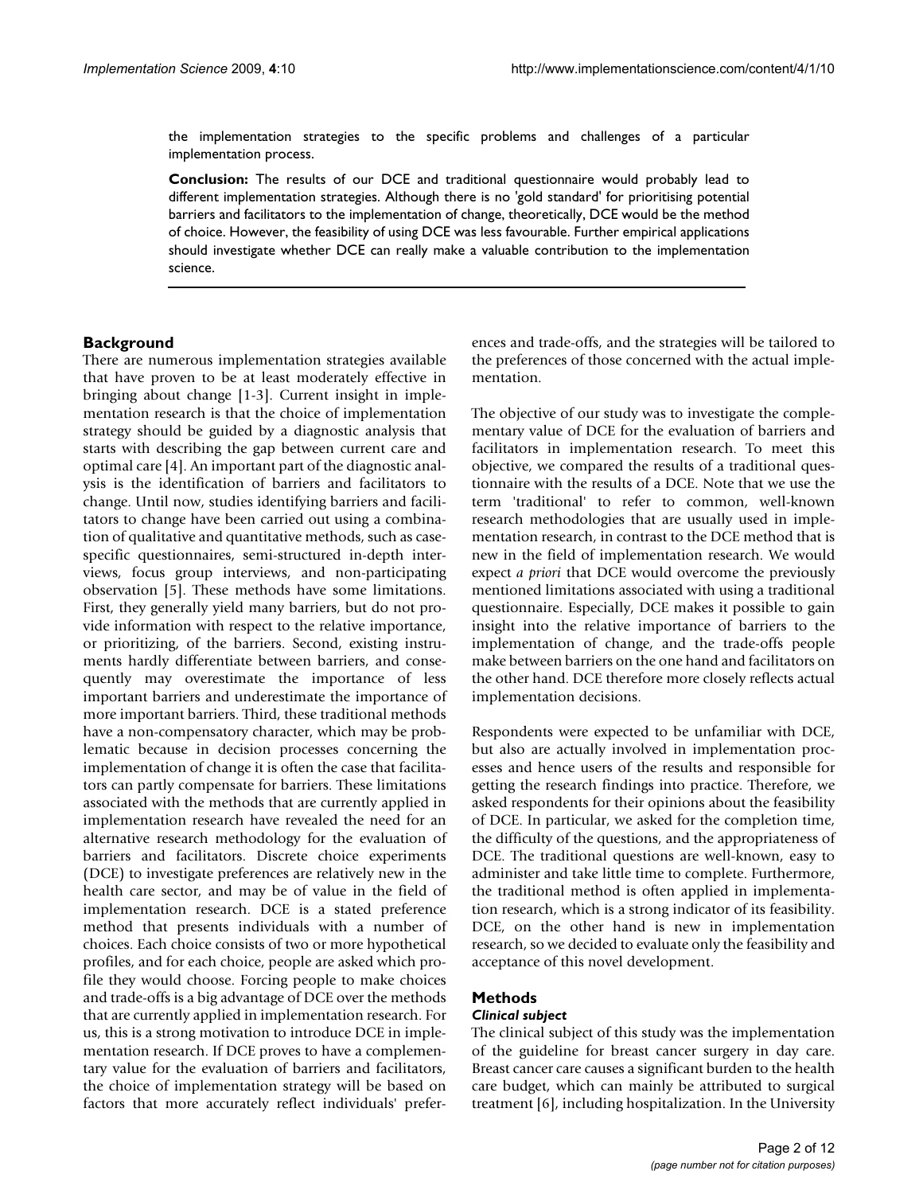the implementation strategies to the specific problems and challenges of a particular implementation process.

**Conclusion:** The results of our DCE and traditional questionnaire would probably lead to different implementation strategies. Although there is no 'gold standard' for prioritising potential barriers and facilitators to the implementation of change, theoretically, DCE would be the method of choice. However, the feasibility of using DCE was less favourable. Further empirical applications should investigate whether DCE can really make a valuable contribution to the implementation science.

## Background

There are numerous implementation strategies available that have proven to be at least moderately effective in bringing about change [1-3]. Current insight in implementation research is that the choice of implementation strategy should be guided by a diagnostic analysis that starts with describing the gap between current care and optimal care [4]. An important part of the diagnostic analysis is the identification of barriers and facilitators to change. Until now, studies identifying barriers and facilitators to change have been carried out using a combination of qualitative and quantitative methods, such as case-specific questionnaires, semi-structured in-depth interviews, focus group interviews, and non-participating observation [5]. These methods have some limitations. First, they generally yield many barriers, but do not provide information with respect to the relative importance, or prioritizing, of the barriers. Second, existing instruments hardly differentiate between barriers, and consequently may overestimate the importance of less important barriers and underestimate the importance of more important barriers. Third, these traditional methods have a non-compensatory character, which may be problematic because in decision processes concerning the implementation of change it is often the case that facilitators can partly compensate for barriers. These limitations associated with the methods that are currently applied in implementation research have revealed the need for an alternative research methodology for the evaluation of barriers and facilitators. Discrete choice experiments (DCE) to investigate preferences are relatively new in the health care sector, and may be of value in the field of implementation research. DCE is a stated preference method that presents individuals with a number of choices. Each choice consists of two or more hypothetical profiles, and for each choice, people are asked which profile they would choose. Forcing people to make choices and trade-offs is a big advantage of DCE over the methods that are currently applied in implementation research. For us, this is a strong motivation to introduce DCE in implementation research. If DCE proves to have a complementary value for the evaluation of barriers and facilitators, the choice of implementation strategy will be based on factors that more accurately reflect individuals' preferences and trade-offs, and the strategies will be tailored to the preferences of those concerned with the actual implementation.

The objective of our study was to investigate the complementary value of DCE for the evaluation of barriers and facilitators in implementation research. To meet this objective, we compared the results of a traditional questionnaire with the results of a DCE. Note that we use the term 'traditional' to refer to common, well-known research methodologies that are usually used in implementation research, in contrast to the DCE method that is new in the field of implementation research. We would expect *a priori* that DCE would overcome the previously mentioned limitations associated with using a traditional questionnaire. Especially, DCE makes it possible to gain insight into the relative importance of barriers to the implementation of change, and the trade-offs people make between barriers on the one hand and facilitators on the other hand. DCE therefore more closely reflects actual implementation decisions.

Respondents were expected to be unfamiliar with DCE, but also are actually involved in implementation processes and hence users of the results and responsible for getting the research findings into practice. Therefore, we asked respondents for their opinions about the feasibility of DCE. In particular, we asked for the completion time, the difficulty of the questions, and the appropriateness of DCE. The traditional questions are well-known, easy to administer and take little time to complete. Furthermore, the traditional method is often applied in implementation research, which is a strong indicator of its feasibility. DCE, on the other hand is new in implementation research, so we decided to evaluate only the feasibility and acceptance of this novel development.

## Methods

### *Clinical subject*

The clinical subject of this study was the implementation of the guideline for breast cancer surgery in day care. Breast cancer care causes a significant burden to the health care budget, which can mainly be attributed to surgical treatment [6], including hospitalization. In the University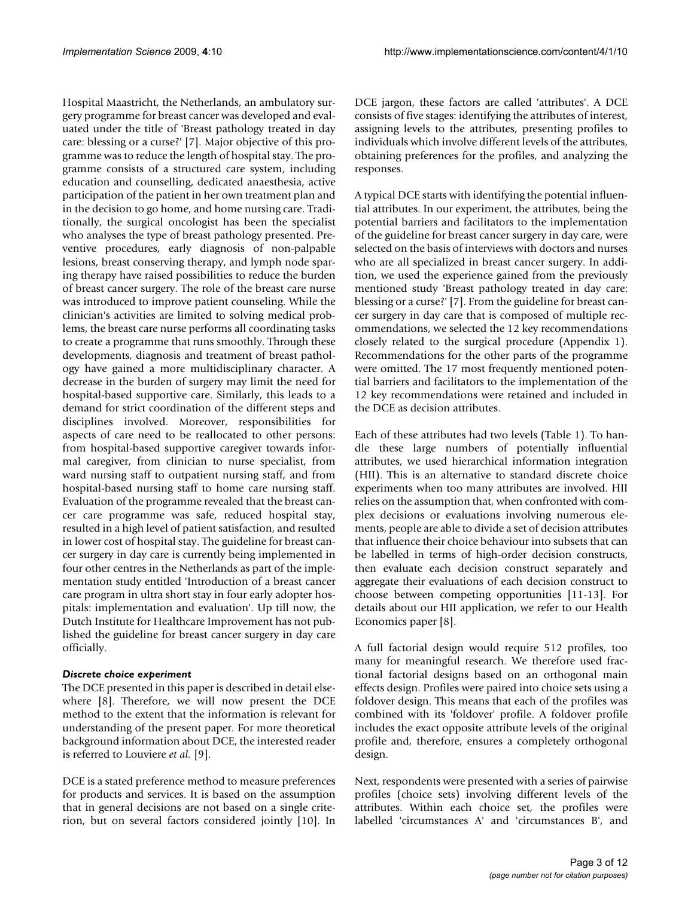Hospital Maastricht, the Netherlands, an ambulatory surgery programme for breast cancer was developed and evaluated under the title of 'Breast pathology treated in day care: blessing or a curse?' [7]. Major objective of this programme was to reduce the length of hospital stay. The programme consists of a structured care system, including education and counselling, dedicated anaesthesia, active participation of the patient in her own treatment plan and in the decision to go home, and home nursing care. Traditionally, the surgical oncologist has been the specialist who analyses the type of breast pathology presented. Preventive procedures, early diagnosis of non-palpable lesions, breast conserving therapy, and lymph node sparing therapy have raised possibilities to reduce the burden of breast cancer surgery. The role of the breast care nurse was introduced to improve patient counseling. While the clinician's activities are limited to solving medical problems, the breast care nurse performs all coordinating tasks to create a programme that runs smoothly. Through these developments, diagnosis and treatment of breast pathology have gained a more multidisciplinary character. A decrease in the burden of surgery may limit the need for hospital-based supportive care. Similarly, this leads to a demand for strict coordination of the different steps and disciplines involved. Moreover, responsibilities for aspects of care need to be reallocated to other persons: from hospital-based supportive caregiver towards informal caregiver, from clinician to nurse specialist, from ward nursing staff to outpatient nursing staff, and from hospital-based nursing staff to home care nursing staff. Evaluation of the programme revealed that the breast cancer care programme was safe, reduced hospital stay, resulted in a high level of patient satisfaction, and resulted in lower cost of hospital stay. The guideline for breast cancer surgery in day care is currently being implemented in four other centres in the Netherlands as part of the implementation study entitled 'Introduction of a breast cancer care program in ultra short stay in four early adopter hospitals: implementation and evaluation'. Up till now, the Dutch Institute for Healthcare Improvement has not published the guideline for breast cancer surgery in day care officially.

### *Discrete choice experiment*

The DCE presented in this paper is described in detail elsewhere [8]. Therefore, we will now present the DCE method to the extent that the information is relevant for understanding of the present paper. For more theoretical background information about DCE, the interested reader is referred to Louviere *et al.* [9].

DCE is a stated preference method to measure preferences for products and services. It is based on the assumption that in general decisions are not based on a single criterion, but on several factors considered jointly [10]. In DCE jargon, these factors are called 'attributes'. A DCE consists of five stages: identifying the attributes of interest, assigning levels to the attributes, presenting profiles to individuals which involve different levels of the attributes, obtaining preferences for the profiles, and analyzing the responses.

A typical DCE starts with identifying the potential influential attributes. In our experiment, the attributes, being the potential barriers and facilitators to the implementation of the guideline for breast cancer surgery in day care, were selected on the basis of interviews with doctors and nurses who are all specialized in breast cancer surgery. In addition, we used the experience gained from the previously mentioned study 'Breast pathology treated in day care: blessing or a curse?' [7]. From the guideline for breast cancer surgery in day care that is composed of multiple recommendations, we selected the 12 key recommendations closely related to the surgical procedure (Appendix 1). Recommendations for the other parts of the programme were omitted. The 17 most frequently mentioned potential barriers and facilitators to the implementation of the 12 key recommendations were retained and included in the DCE as decision attributes.

Each of these attributes had two levels (Table 1). To handle these large numbers of potentially influential attributes, we used hierarchical information integration (HII). This is an alternative to standard discrete choice experiments when too many attributes are involved. HII relies on the assumption that, when confronted with complex decisions or evaluations involving numerous elements, people are able to divide a set of decision attributes that influence their choice behaviour into subsets that can be labelled in terms of high-order decision constructs, then evaluate each decision construct separately and aggregate their evaluations of each decision construct to choose between competing opportunities [11-13]. For details about our HII application, we refer to our Health Economics paper [8].

A full factorial design would require 512 profiles, too many for meaningful research. We therefore used fractional factorial designs based on an orthogonal main effects design. Profiles were paired into choice sets using a foldover design. This means that each of the profiles was combined with its 'foldover' profile. A foldover profile includes the exact opposite attribute levels of the original profile and, therefore, ensures a completely orthogonal design.

Next, respondents were presented with a series of pairwise profiles (choice sets) involving different levels of the attributes. Within each choice set, the profiles were labelled 'circumstances A' and 'circumstances B', and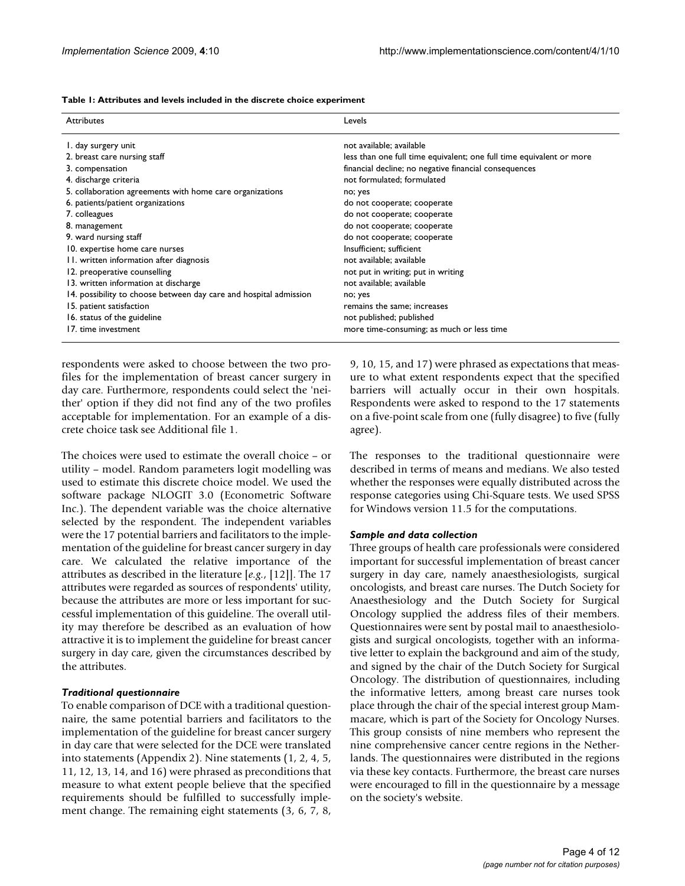**Table 1: Attributes and levels included in the discrete choice experiment**

| Attributes | Levels |
| --- | --- |
| 1. day surgery unit | not available; available |
| 2. breast care nursing staff | less than one full time equivalent; one full time equivalent or more |
| 3. compensation | financial decline; no negative financial consequences |
| 4. discharge criteria | not formulated; formulated |
| 5. collaboration agreements with home care organizations | no; yes |
| 6. patients/patient organizations | do not cooperate; cooperate |
| 7. colleagues | do not cooperate; cooperate |
| 8. management | do not cooperate; cooperate |
| 9. ward nursing staff | do not cooperate; cooperate |
| 10. expertise home care nurses | Insufficient; sufficient |
| 11. written information after diagnosis | not available; available |
| 12. preoperative counselling | not put in writing; put in writing |
| 13. written information at discharge | not available; available |
| 14. possibility to choose between day care and hospital admission | no; yes |
| 15. patient satisfaction | remains the same; increases |
| 16. status of the guideline | not published; published |
| 17. time investment | more time-consuming; as much or less time |

respondents were asked to choose between the two profiles for the implementation of breast cancer surgery in day care. Furthermore, respondents could select the 'neither' option if they did not find any of the two profiles acceptable for implementation. For an example of a discrete choice task see Additional file 1.

The choices were used to estimate the overall choice – or utility – model. Random parameters logit modelling was used to estimate this discrete choice model. We used the software package NLOGIT 3.0 (Econometric Software Inc.). The dependent variable was the choice alternative selected by the respondent. The independent variables were the 17 potential barriers and facilitators to the implementation of the guideline for breast cancer surgery in day care. We calculated the relative importance of the attributes as described in the literature [*e.g.*, [12]]. The 17 attributes were regarded as sources of respondents' utility, because the attributes are more or less important for successful implementation of this guideline. The overall utility may therefore be described as an evaluation of how attractive it is to implement the guideline for breast cancer surgery in day care, given the circumstances described by the attributes.

### *Traditional questionnaire*

To enable comparison of DCE with a traditional questionnaire, the same potential barriers and facilitators to the implementation of the guideline for breast cancer surgery in day care that were selected for the DCE were translated into statements (Appendix 2). Nine statements (1, 2, 4, 5, 11, 12, 13, 14, and 16) were phrased as preconditions that measure to what extent people believe that the specified requirements should be fulfilled to successfully implement change. The remaining eight statements (3, 6, 7, 8, 9, 10, 15, and 17) were phrased as expectations that measure to what extent respondents expect that the specified barriers will actually occur in their own hospitals. Respondents were asked to respond to the 17 statements on a five-point scale from one (fully disagree) to five (fully agree).

The responses to the traditional questionnaire were described in terms of means and medians. We also tested whether the responses were equally distributed across the response categories using Chi-Square tests. We used SPSS for Windows version 11.5 for the computations.

### *Sample and data collection*

Three groups of health care professionals were considered important for successful implementation of breast cancer surgery in day care, namely anaesthesiologists, surgical oncologists, and breast care nurses. The Dutch Society for Anaesthesiology and the Dutch Society for Surgical Oncology supplied the address files of their members. Questionnaires were sent by postal mail to anaesthesiologists and surgical oncologists, together with an informative letter to explain the background and aim of the study, and signed by the chair of the Dutch Society for Surgical Oncology. The distribution of questionnaires, including the informative letters, among breast care nurses took place through the chair of the special interest group Mammacare, which is part of the Society for Oncology Nurses. This group consists of nine members who represent the nine comprehensive cancer centre regions in the Netherlands. The questionnaires were distributed in the regions via these key contacts. Furthermore, the breast care nurses were encouraged to fill in the questionnaire by a message on the society's website.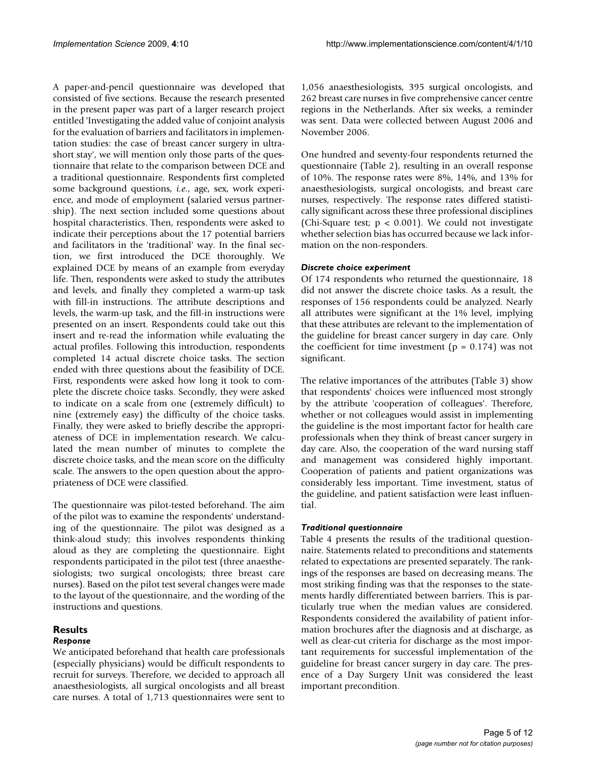A paper-and-pencil questionnaire was developed that consisted of five sections. Because the research presented in the present paper was part of a larger research project entitled 'Investigating the added value of conjoint analysis for the evaluation of barriers and facilitators in implementation studies: the case of breast cancer surgery in ultra-short stay', we will mention only those parts of the questionnaire that relate to the comparison between DCE and a traditional questionnaire. Respondents first completed some background questions, *i.e.*, age, sex, work experience, and mode of employment (salaried versus partnership). The next section included some questions about hospital characteristics. Then, respondents were asked to indicate their perceptions about the 17 potential barriers and facilitators in the 'traditional' way. In the final section, we first introduced the DCE thoroughly. We explained DCE by means of an example from everyday life. Then, respondents were asked to study the attributes and levels, and finally they completed a warm-up task with fill-in instructions. The attribute descriptions and levels, the warm-up task, and the fill-in instructions were presented on an insert. Respondents could take out this insert and re-read the information while evaluating the actual profiles. Following this introduction, respondents completed 14 actual discrete choice tasks. The section ended with three questions about the feasibility of DCE. First, respondents were asked how long it took to complete the discrete choice tasks. Secondly, they were asked to indicate on a scale from one (extremely difficult) to nine (extremely easy) the difficulty of the choice tasks. Finally, they were asked to briefly describe the appropriateness of DCE in implementation research. We calculated the mean number of minutes to complete the discrete choice tasks, and the mean score on the difficulty scale. The answers to the open question about the appropriateness of DCE were classified.

The questionnaire was pilot-tested beforehand. The aim of the pilot was to examine the respondents' understanding of the questionnaire. The pilot was designed as a think-aloud study; this involves respondents thinking aloud as they are completing the questionnaire. Eight respondents participated in the pilot test (three anaesthesiologists; two surgical oncologists; three breast care nurses). Based on the pilot test several changes were made to the layout of the questionnaire, and the wording of the instructions and questions.

## Results

### *Response*

We anticipated beforehand that health care professionals (especially physicians) would be difficult respondents to recruit for surveys. Therefore, we decided to approach all anaesthesiologists, all surgical oncologists and all breast care nurses. A total of 1,713 questionnaires were sent to 1,056 anaesthesiologists, 395 surgical oncologists, and 262 breast care nurses in five comprehensive cancer centre regions in the Netherlands. After six weeks, a reminder was sent. Data were collected between August 2006 and November 2006.

One hundred and seventy-four respondents returned the questionnaire (Table 2), resulting in an overall response of 10%. The response rates were 8%, 14%, and 13% for anaesthesiologists, surgical oncologists, and breast care nurses, respectively. The response rates differed statistically significant across these three professional disciplines (Chi-Square test; $p < 0.001$). We could not investigate whether selection bias has occurred because we lack information on the non-responders.

### *Discrete choice experiment*

Of 174 respondents who returned the questionnaire, 18 did not answer the discrete choice tasks. As a result, the responses of 156 respondents could be analyzed. Nearly all attributes were significant at the 1% level, implying that these attributes are relevant to the implementation of the guideline for breast cancer surgery in day care. Only the coefficient for time investment ($p = 0.174$) was not significant.

The relative importances of the attributes (Table 3) show that respondents' choices were influenced most strongly by the attribute 'cooperation of colleagues'. Therefore, whether or not colleagues would assist in implementing the guideline is the most important factor for health care professionals when they think of breast cancer surgery in day care. Also, the cooperation of the ward nursing staff and management was considered highly important. Cooperation of patients and patient organizations was considerably less important. Time investment, status of the guideline, and patient satisfaction were least influential.

### *Traditional questionnaire*

Table 4 presents the results of the traditional questionnaire. Statements related to preconditions and statements related to expectations are presented separately. The rankings of the responses are based on decreasing means. The most striking finding was that the responses to the statements hardly differentiated between barriers. This is particularly true when the median values are considered. Respondents considered the availability of patient information brochures after the diagnosis and at discharge, as well as clear-cut criteria for discharge as the most important requirements for successful implementation of the guideline for breast cancer surgery in day care. The presence of a Day Surgery Unit was considered the least important precondition.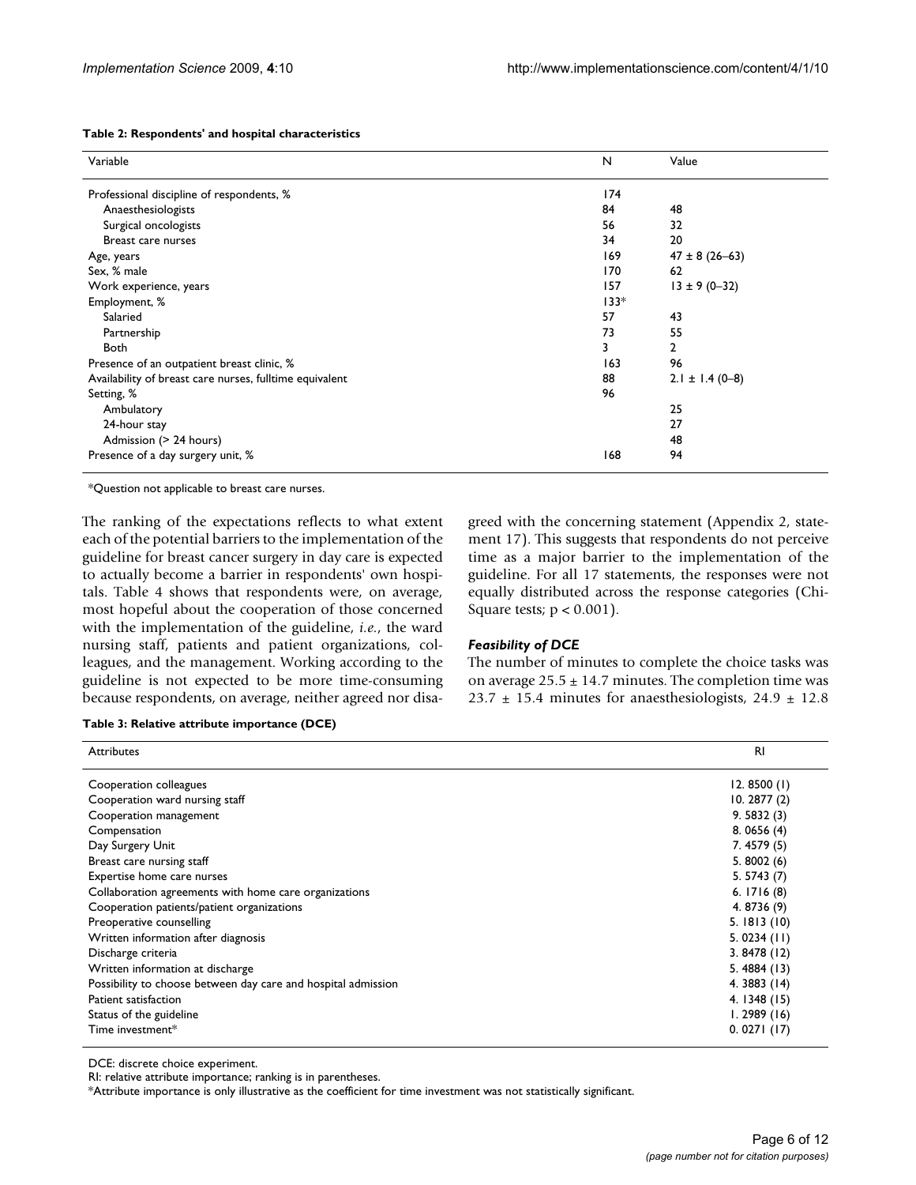**Table 2: Respondents' and hospital characteristics**

| Variable | N | Value |
|---|---|---|
| Professional discipline of respondents, % | 174 | |
| Anaesthesiologists | 84 | 48 |
| Surgical oncologists | 56 | 32 |
| Breast care nurses | 34 | 20 |
| Age, years | 169 | 47 ± 8 (26–63) |
| Sex, % male | 170 | 62 |
| Work experience, years | 157 | 13 ± 9 (0–32) |
| Employment, % | 133* | |
| Salaried | 57 | 43 |
| Partnership | 73 | 55 |
| Both | 3 | 2 |
| Presence of an outpatient breast clinic, % | 163 | 96 |
| Availability of breast care nurses, fulltime equivalent | 88 | 2.1 ± 1.4 (0–8) |
| Setting, % | 96 | |
| Ambulatory | | 25 |
| 24-hour stay | | 27 |
| Admission (> 24 hours) | | 48 |
| Presence of a day surgery unit, % | 168 | 94 |

*Question not applicable to breast care nurses.

The ranking of the expectations reflects to what extent each of the potential barriers to the implementation of the guideline for breast cancer surgery in day care is expected to actually become a barrier in respondents' own hospitals. Table 4 shows that respondents were, on average, most hopeful about the cooperation of those concerned with the implementation of the guideline, *i.e.*, the ward nursing staff, patients and patient organizations, colleagues, and the management. Working according to the guideline is not expected to be more time-consuming because respondents, on average, neither agreed nor disagreed with the concerning statement (Appendix 2, statement 17). This suggests that respondents do not perceive time as a major barrier to the implementation of the guideline. For all 17 statements, the responses were not equally distributed across the response categories (Chi-Square tests; $p < 0.001$).

### *Feasibility of DCE*

The number of minutes to complete the choice tasks was on average $25.5 \pm 14.7$ minutes. The completion time was $23.7 \pm 15.4$ minutes for anaesthesiologists, $24.9 \pm 12.8$

**Table 3: Relative attribute importance (DCE)**

| Attributes | RI |
|---|---|
| Cooperation colleagues | 12. 8500 (1) |
| Cooperation ward nursing staff | 10. 2877 (2) |
| Cooperation management | 9. 5832 (3) |
| Compensation | 8. 0656 (4) |
| Day Surgery Unit | 7. 4579 (5) |
| Breast care nursing staff | 5. 8002 (6) |
| Expertise home care nurses | 5. 5743 (7) |
| Collaboration agreements with home care organizations | 6. 1716 (8) |
| Cooperation patients/patient organizations | 4. 8736 (9) |
| Preoperative counselling | 5. 1813 (10) |
| Written information after diagnosis | 5. 0234 (11) |
| Discharge criteria | 3. 8478 (12) |
| Written information at discharge | 5. 4884 (13) |
| Possibility to choose between day care and hospital admission | 4. 3883 (14) |
| Patient satisfaction | 4. 1348 (15) |
| Status of the guideline | 1. 2989 (16) |
| Time investment* | 0. 0271 (17) |

DCE: discrete choice experiment.
RI: relative attribute importance; ranking is in parentheses.
*Attribute importance is only illustrative as the coefficient for time investment was not statistically significant.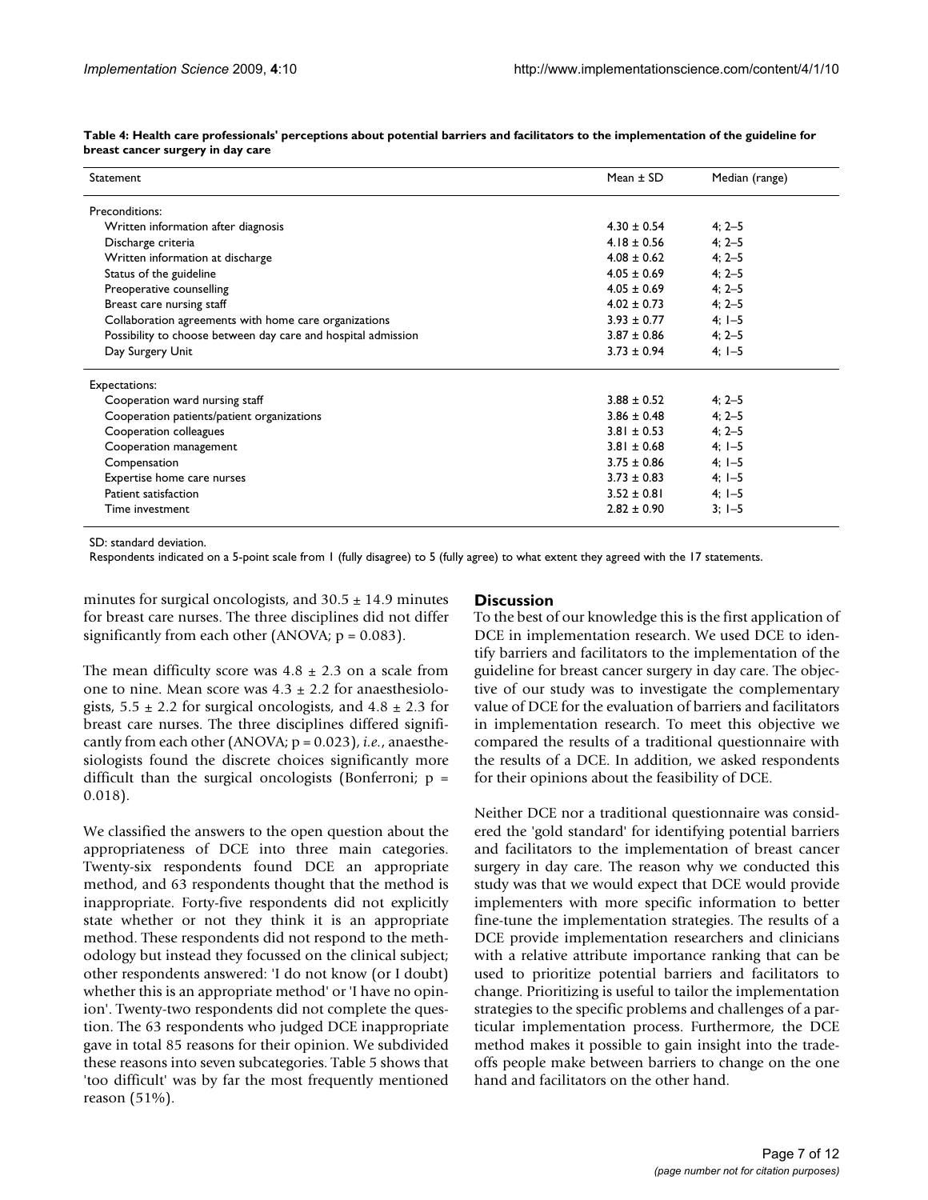**Table 4: Health care professionals' perceptions about potential barriers and facilitators to the implementation of the guideline for breast cancer surgery in day care**

| Statement | Mean ± SD | Median (range) |
|---|---|---|
| Preconditions: | | |
| Written information after diagnosis | 4.30 ± 0.54 | 4; 2–5 |
| Discharge criteria | 4.18 ± 0.56 | 4; 2–5 |
| Written information at discharge | 4.08 ± 0.62 | 4; 2–5 |
| Status of the guideline | 4.05 ± 0.69 | 4; 2–5 |
| Preoperative counselling | 4.05 ± 0.69 | 4; 2–5 |
| Breast care nursing staff | 4.02 ± 0.73 | 4; 2–5 |
| Collaboration agreements with home care organizations | 3.93 ± 0.77 | 4; 1–5 |
| Possibility to choose between day care and hospital admission | 3.87 ± 0.86 | 4; 2–5 |
| Day Surgery Unit | 3.73 ± 0.94 | 4; 1–5 |
| Expectations: | | |
| Cooperation ward nursing staff | 3.88 ± 0.52 | 4; 2–5 |
| Cooperation patients/patient organizations | 3.86 ± 0.48 | 4; 2–5 |
| Cooperation colleagues | 3.81 ± 0.53 | 4; 2–5 |
| Cooperation management | 3.81 ± 0.68 | 4; 1–5 |
| Compensation | 3.75 ± 0.86 | 4; 1–5 |
| Expertise home care nurses | 3.73 ± 0.83 | 4; 1–5 |
| Patient satisfaction | 3.52 ± 0.81 | 4; 1–5 |
| Time investment | 2.82 ± 0.90 | 3; 1–5 |

SD: standard deviation.
Respondents indicated on a 5-point scale from 1 (fully disagree) to 5 (fully agree) to what extent they agreed with the 17 statements.

minutes for surgical oncologists, and 30.5 ± 14.9 minutes for breast care nurses. The three disciplines did not differ significantly from each other (ANOVA; $p = 0.083$).

The mean difficulty score was 4.8 ± 2.3 on a scale from one to nine. Mean score was 4.3 ± 2.2 for anaesthesiologists, 5.5 ± 2.2 for surgical oncologists, and 4.8 ± 2.3 for breast care nurses. The three disciplines differed significantly from each other (ANOVA; $p = 0.023$), *i.e.*, anaesthesiologists found the discrete choices significantly more difficult than the surgical oncologists (Bonferroni; $p = 0.018$).

We classified the answers to the open question about the appropriateness of DCE into three main categories. Twenty-six respondents found DCE an appropriate method, and 63 respondents thought that the method is inappropriate. Forty-five respondents did not explicitly state whether or not they think it is an appropriate method. These respondents did not respond to the methodology but instead they focussed on the clinical subject; other respondents answered: 'I do not know (or I doubt) whether this is an appropriate method' or 'I have no opinion'. Twenty-two respondents did not complete the question. The 63 respondents who judged DCE inappropriate gave in total 85 reasons for their opinion. We subdivided these reasons into seven subcategories. Table 5 shows that 'too difficult' was by far the most frequently mentioned reason (51%).

## Discussion

To the best of our knowledge this is the first application of DCE in implementation research. We used DCE to identify barriers and facilitators to the implementation of the guideline for breast cancer surgery in day care. The objective of our study was to investigate the complementary value of DCE for the evaluation of barriers and facilitators in implementation research. To meet this objective we compared the results of a traditional questionnaire with the results of a DCE. In addition, we asked respondents for their opinions about the feasibility of DCE.

Neither DCE nor a traditional questionnaire was considered the 'gold standard' for identifying potential barriers and facilitators to the implementation of breast cancer surgery in day care. The reason why we conducted this study was that we would expect that DCE would provide implementers with more specific information to better fine-tune the implementation strategies. The results of a DCE provide implementation researchers and clinicians with a relative attribute importance ranking that can be used to prioritize potential barriers and facilitators to change. Prioritizing is useful to tailor the implementation strategies to the specific problems and challenges of a particular implementation process. Furthermore, the DCE method makes it possible to gain insight into the trade-offs people make between barriers to change on the one hand and facilitators on the other hand.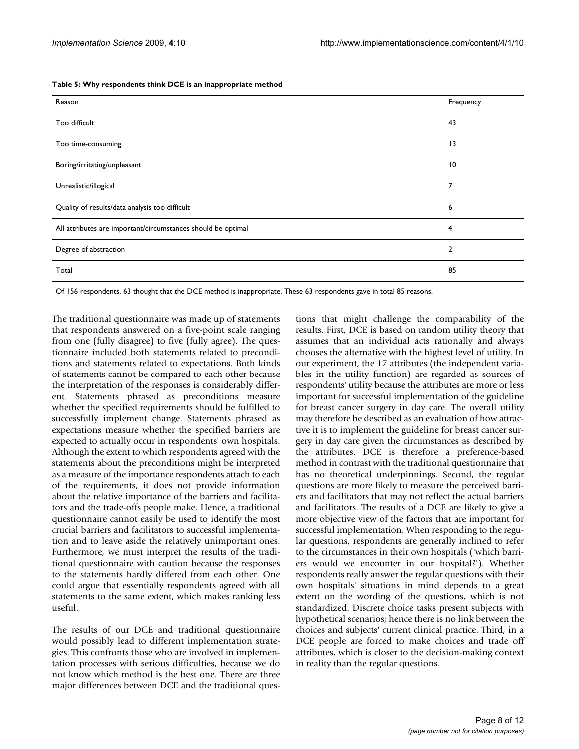**Table 5: Why respondents think DCE is an inappropriate method**

| Reason | Frequency |
|---|---|
| Too difficult | 43 |
| Too time-consuming | 13 |
| Boring/irritating/unpleasant | 10 |
| Unrealistic/illogical | 7 |
| Quality of results/data analysis too difficult | 6 |
| All attributes are important/circumstances should be optimal | 4 |
| Degree of abstraction | 2 |
| Total | 85 |

Of 156 respondents, 63 thought that the DCE method is inappropriate. These 63 respondents gave in total 85 reasons.

The traditional questionnaire was made up of statements that respondents answered on a five-point scale ranging from one (fully disagree) to five (fully agree). The questionnaire included both statements related to preconditions and statements related to expectations. Both kinds of statements cannot be compared to each other because the interpretation of the responses is considerably different. Statements phrased as preconditions measure whether the specified requirements should be fulfilled to successfully implement change. Statements phrased as expectations measure whether the specified barriers are expected to actually occur in respondents' own hospitals. Although the extent to which respondents agreed with the statements about the preconditions might be interpreted as a measure of the importance respondents attach to each of the requirements, it does not provide information about the relative importance of the barriers and facilitators and the trade-offs people make. Hence, a traditional questionnaire cannot easily be used to identify the most crucial barriers and facilitators to successful implementation and to leave aside the relatively unimportant ones. Furthermore, we must interpret the results of the traditional questionnaire with caution because the responses to the statements hardly differed from each other. One could argue that essentially respondents agreed with all statements to the same extent, which makes ranking less useful.

The results of our DCE and traditional questionnaire would possibly lead to different implementation strategies. This confronts those who are involved in implementation processes with serious difficulties, because we do not know which method is the best one. There are three major differences between DCE and the traditional questions that might challenge the comparability of the results. First, DCE is based on random utility theory that assumes that an individual acts rationally and always chooses the alternative with the highest level of utility. In our experiment, the 17 attributes (the independent variables in the utility function) are regarded as sources of respondents' utility because the attributes are more or less important for successful implementation of the guideline for breast cancer surgery in day care. The overall utility may therefore be described as an evaluation of how attractive it is to implement the guideline for breast cancer surgery in day care given the circumstances as described by the attributes. DCE is therefore a preference-based method in contrast with the traditional questionnaire that has no theoretical underpinnings. Second, the regular questions are more likely to measure the perceived barriers and facilitators that may not reflect the actual barriers and facilitators. The results of a DCE are likely to give a more objective view of the factors that are important for successful implementation. When responding to the regular questions, respondents are generally inclined to refer to the circumstances in their own hospitals ('which barriers would we encounter in our hospital?'). Whether respondents really answer the regular questions with their own hospitals' situations in mind depends to a great extent on the wording of the questions, which is not standardized. Discrete choice tasks present subjects with hypothetical scenarios; hence there is no link between the choices and subjects' current clinical practice. Third, in a DCE people are forced to make choices and trade off attributes, which is closer to the decision-making context in reality than the regular questions.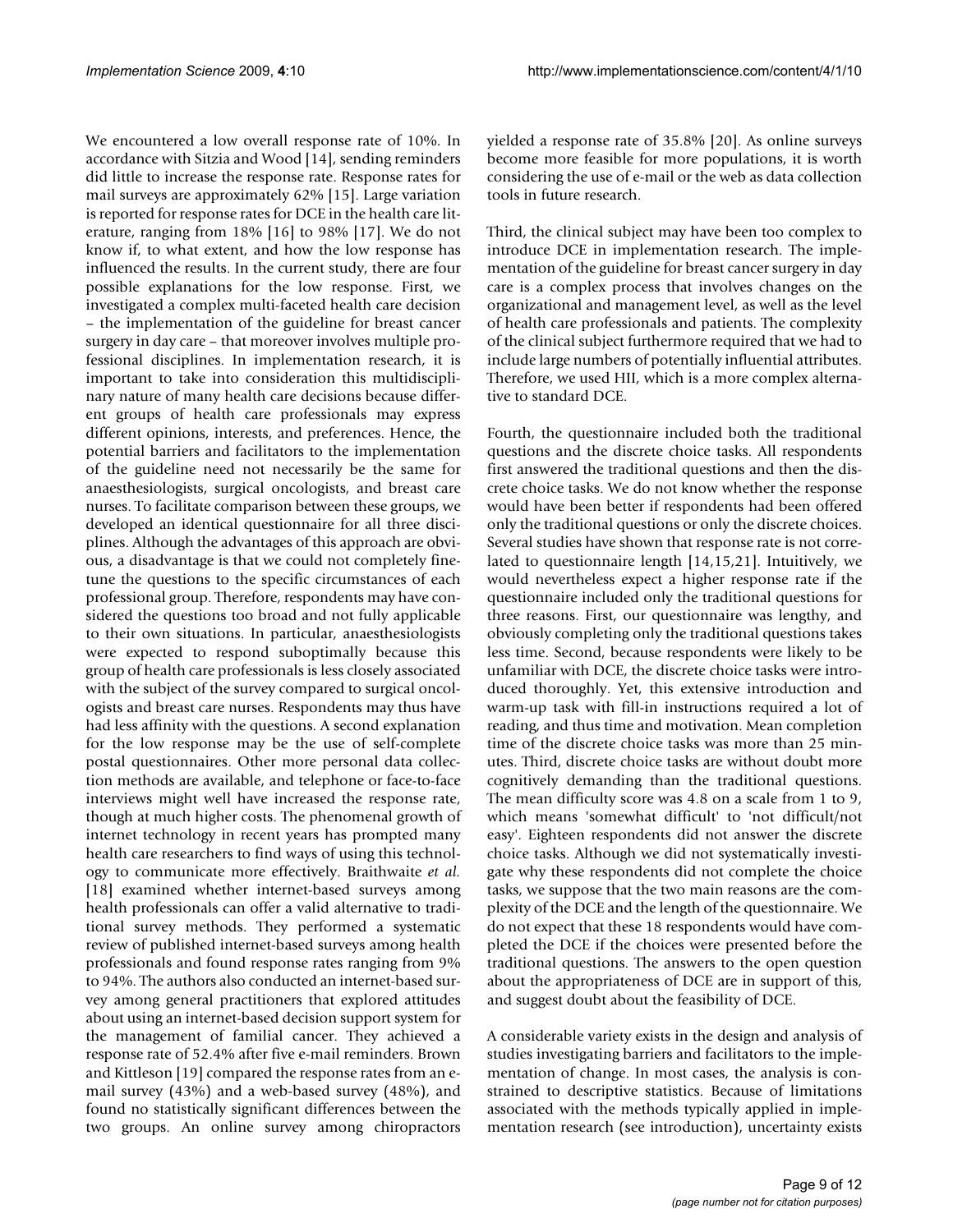We encountered a low overall response rate of 10%. In accordance with Sitzia and Wood [14], sending reminders did little to increase the response rate. Response rates for mail surveys are approximately 62% [15]. Large variation is reported for response rates for DCE in the health care literature, ranging from 18% [16] to 98% [17]. We do not know if, to what extent, and how the low response has influenced the results. In the current study, there are four possible explanations for the low response. First, we investigated a complex multi-faceted health care decision – the implementation of the guideline for breast cancer surgery in day care – that moreover involves multiple professional disciplines. In implementation research, it is important to take into consideration this multidisciplinary nature of many health care decisions because different groups of health care professionals may express different opinions, interests, and preferences. Hence, the potential barriers and facilitators to the implementation of the guideline need not necessarily be the same for anaesthesiologists, surgical oncologists, and breast care nurses. To facilitate comparison between these groups, we developed an identical questionnaire for all three disciplines. Although the advantages of this approach are obvious, a disadvantage is that we could not completely fine-tune the questions to the specific circumstances of each professional group. Therefore, respondents may have considered the questions too broad and not fully applicable to their own situations. In particular, anaesthesiologists were expected to respond suboptimally because this group of health care professionals is less closely associated with the subject of the survey compared to surgical oncologists and breast care nurses. Respondents may thus have had less affinity with the questions. A second explanation for the low response may be the use of self-complete postal questionnaires. Other more personal data collection methods are available, and telephone or face-to-face interviews might well have increased the response rate, though at much higher costs. The phenomenal growth of internet technology in recent years has prompted many health care researchers to find ways of using this technology to communicate more effectively. Braithwaite *et al.* [18] examined whether internet-based surveys among health professionals can offer a valid alternative to traditional survey methods. They performed a systematic review of published internet-based surveys among health professionals and found response rates ranging from 9% to 94%. The authors also conducted an internet-based survey among general practitioners that explored attitudes about using an internet-based decision support system for the management of familial cancer. They achieved a response rate of 52.4% after five e-mail reminders. Brown and Kittleson [19] compared the response rates from an e-mail survey (43%) and a web-based survey (48%), and found no statistically significant differences between the two groups. An online survey among chiropractors yielded a response rate of 35.8% [20]. As online surveys become more feasible for more populations, it is worth considering the use of e-mail or the web as data collection tools in future research.

Third, the clinical subject may have been too complex to introduce DCE in implementation research. The implementation of the guideline for breast cancer surgery in day care is a complex process that involves changes on the organizational and management level, as well as the level of health care professionals and patients. The complexity of the clinical subject furthermore required that we had to include large numbers of potentially influential attributes. Therefore, we used HII, which is a more complex alternative to standard DCE.

Fourth, the questionnaire included both the traditional questions and the discrete choice tasks. All respondents first answered the traditional questions and then the discrete choice tasks. We do not know whether the response would have been better if respondents had been offered only the traditional questions or only the discrete choices. Several studies have shown that response rate is not correlated to questionnaire length [14,15,21]. Intuitively, we would nevertheless expect a higher response rate if the questionnaire included only the traditional questions for three reasons. First, our questionnaire was lengthy, and obviously completing only the traditional questions takes less time. Second, because respondents were likely to be unfamiliar with DCE, the discrete choice tasks were introduced thoroughly. Yet, this extensive introduction and warm-up task with fill-in instructions required a lot of reading, and thus time and motivation. Mean completion time of the discrete choice tasks was more than 25 minutes. Third, discrete choice tasks are without doubt more cognitively demanding than the traditional questions. The mean difficulty score was 4.8 on a scale from 1 to 9, which means 'somewhat difficult' to 'not difficult/not easy'. Eighteen respondents did not answer the discrete choice tasks. Although we did not systematically investigate why these respondents did not complete the choice tasks, we suppose that the two main reasons are the complexity of the DCE and the length of the questionnaire. We do not expect that these 18 respondents would have completed the DCE if the choices were presented before the traditional questions. The answers to the open question about the appropriateness of DCE are in support of this, and suggest doubt about the feasibility of DCE.

A considerable variety exists in the design and analysis of studies investigating barriers and facilitators to the implementation of change. In most cases, the analysis is constrained to descriptive statistics. Because of limitations associated with the methods typically applied in implementation research (see introduction), uncertainty exists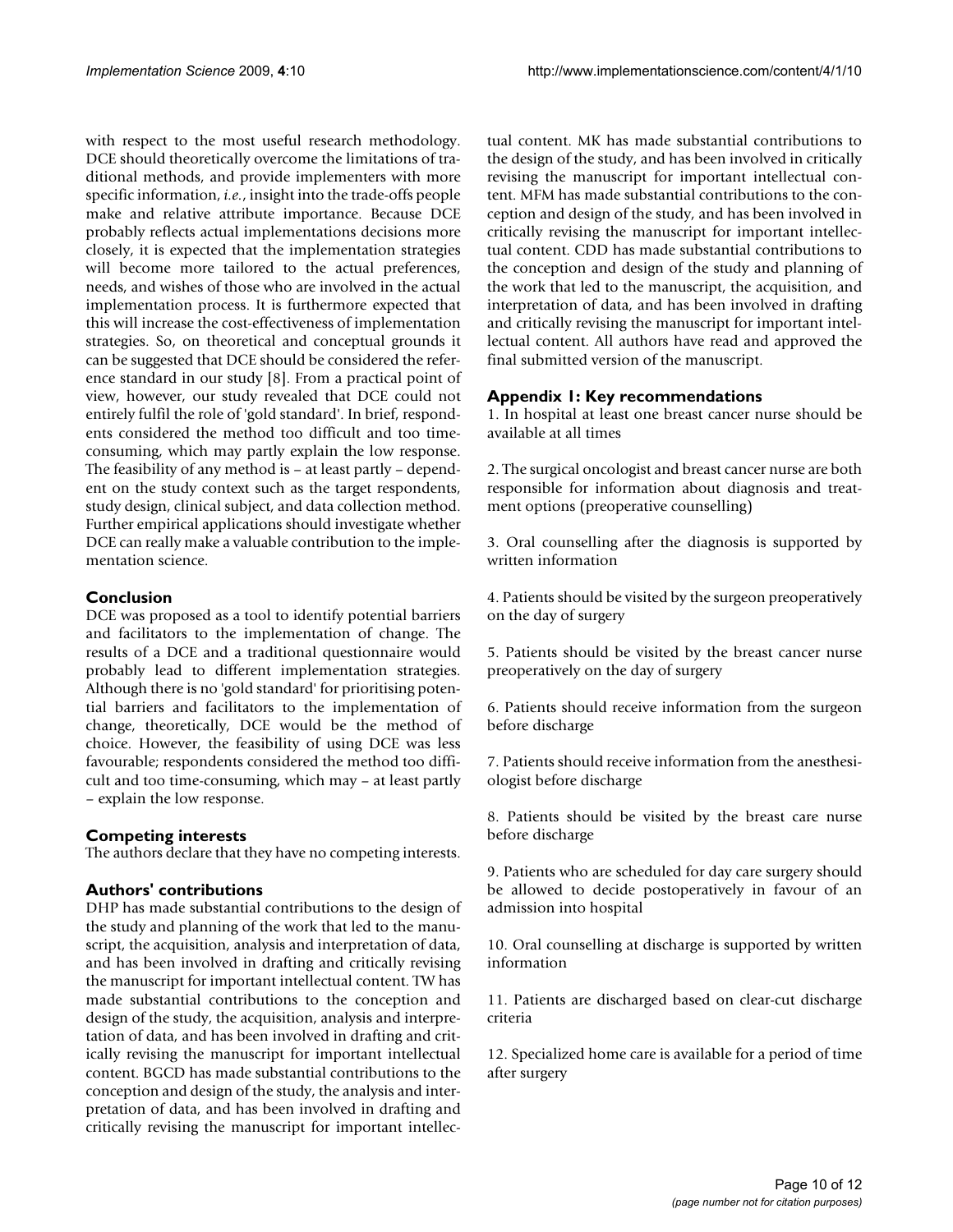with respect to the most useful research methodology. DCE should theoretically overcome the limitations of traditional methods, and provide implementers with more specific information, *i.e.*, insight into the trade-offs people make and relative attribute importance. Because DCE probably reflects actual implementations decisions more closely, it is expected that the implementation strategies will become more tailored to the actual preferences, needs, and wishes of those who are involved in the actual implementation process. It is furthermore expected that this will increase the cost-effectiveness of implementation strategies. So, on theoretical and conceptual grounds it can be suggested that DCE should be considered the reference standard in our study [8]. From a practical point of view, however, our study revealed that DCE could not entirely fulfil the role of 'gold standard'. In brief, respondents considered the method too difficult and too time-consuming, which may partly explain the low response. The feasibility of any method is – at least partly – dependent on the study context such as the target respondents, study design, clinical subject, and data collection method. Further empirical applications should investigate whether DCE can really make a valuable contribution to the implementation science.

## Conclusion

DCE was proposed as a tool to identify potential barriers and facilitators to the implementation of change. The results of a DCE and a traditional questionnaire would probably lead to different implementation strategies. Although there is no 'gold standard' for prioritising potential barriers and facilitators to the implementation of change, theoretically, DCE would be the method of choice. However, the feasibility of using DCE was less favourable; respondents considered the method too difficult and too time-consuming, which may – at least partly – explain the low response.

## Competing interests

The authors declare that they have no competing interests.

## Authors' contributions

DHP has made substantial contributions to the design of the study and planning of the work that led to the manuscript, the acquisition, analysis and interpretation of data, and has been involved in drafting and critically revising the manuscript for important intellectual content. TW has made substantial contributions to the conception and design of the study, the acquisition, analysis and interpretation of data, and has been involved in drafting and critically revising the manuscript for important intellectual content. BGCD has made substantial contributions to the conception and design of the study, the analysis and interpretation of data, and has been involved in drafting and critically revising the manuscript for important intellectual content. MK has made substantial contributions to the design of the study, and has been involved in critically revising the manuscript for important intellectual content. MFM has made substantial contributions to the conception and design of the study, and has been involved in critically revising the manuscript for important intellectual content. CDD has made substantial contributions to the conception and design of the study and planning of the work that led to the manuscript, the acquisition, and interpretation of data, and has been involved in drafting and critically revising the manuscript for important intellectual content. All authors have read and approved the final submitted version of the manuscript.

## Appendix 1: Key recommendations

1. In hospital at least one breast cancer nurse should be available at all times

2. The surgical oncologist and breast cancer nurse are both responsible for information about diagnosis and treatment options (preoperative counselling)

3. Oral counselling after the diagnosis is supported by written information

4. Patients should be visited by the surgeon preoperatively on the day of surgery

5. Patients should be visited by the breast cancer nurse preoperatively on the day of surgery

6. Patients should receive information from the surgeon before discharge

7. Patients should receive information from the anesthesiologist before discharge

8. Patients should be visited by the breast care nurse before discharge

9. Patients who are scheduled for day care surgery should be allowed to decide postoperatively in favour of an admission into hospital

10. Oral counselling at discharge is supported by written information

11. Patients are discharged based on clear-cut discharge criteria

12. Specialized home care is available for a period of time after surgery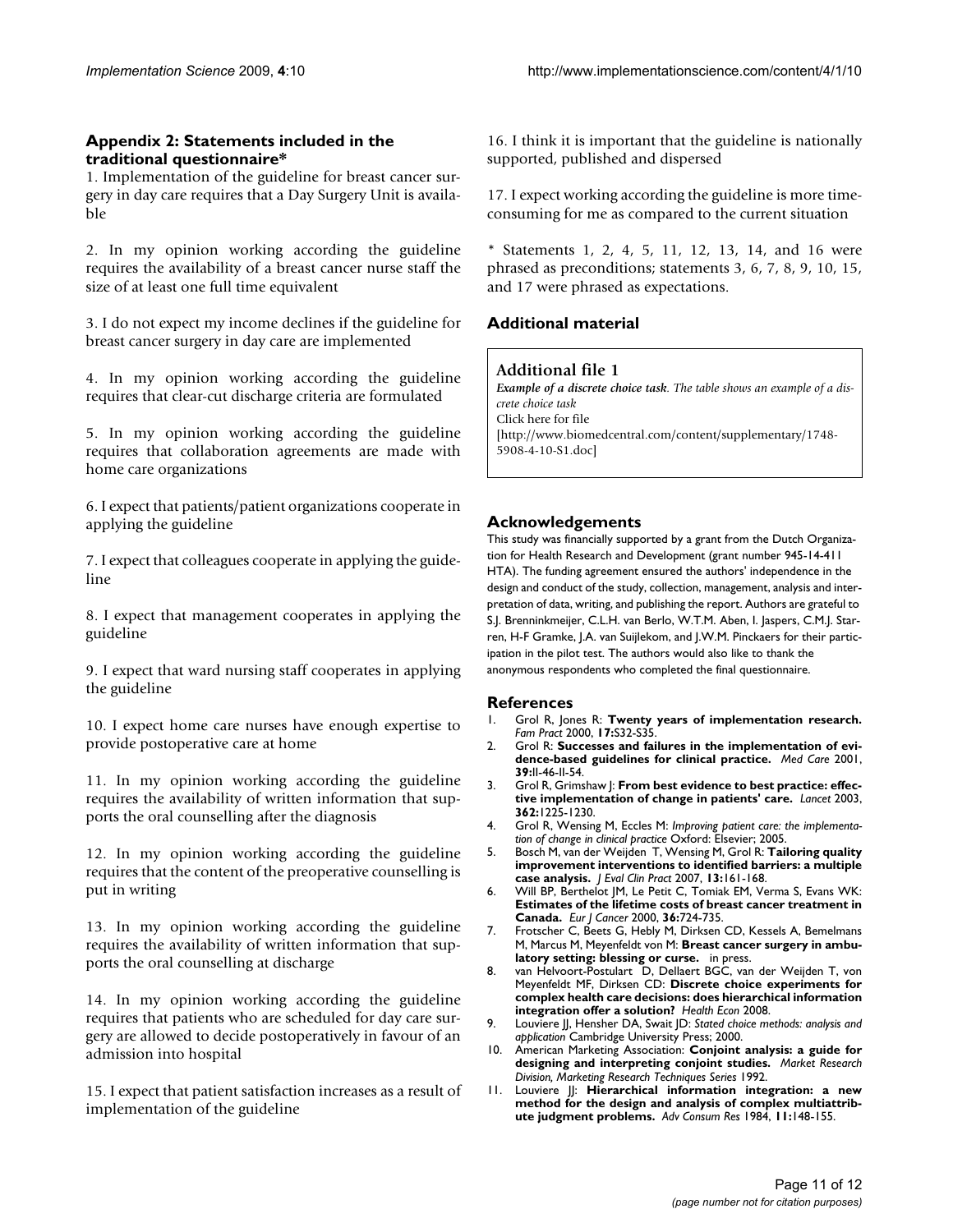## Appendix 2: Statements included in the traditional questionnaire*

1. Implementation of the guideline for breast cancer surgery in day care requires that a Day Surgery Unit is available

2. In my opinion working according the guideline requires the availability of a breast cancer nurse staff the size of at least one full time equivalent

3. I do not expect my income declines if the guideline for breast cancer surgery in day care are implemented

4. In my opinion working according the guideline requires that clear-cut discharge criteria are formulated

5. In my opinion working according the guideline requires that collaboration agreements are made with home care organizations

6. I expect that patients/patient organizations cooperate in applying the guideline

7. I expect that colleagues cooperate in applying the guideline

8. I expect that management cooperates in applying the guideline

9. I expect that ward nursing staff cooperates in applying the guideline

10. I expect home care nurses have enough expertise to provide postoperative care at home

11. In my opinion working according the guideline requires the availability of written information that supports the oral counselling after the diagnosis

12. In my opinion working according the guideline requires that the content of the preoperative counselling is put in writing

13. In my opinion working according the guideline requires the availability of written information that supports the oral counselling at discharge

14. In my opinion working according the guideline requires that patients who are scheduled for day care surgery are allowed to decide postoperatively in favour of an admission into hospital

15. I expect that patient satisfaction increases as a result of implementation of the guideline

16. I think it is important that the guideline is nationally supported, published and dispersed

17. I expect working according the guideline is more time-consuming for me as compared to the current situation

* Statements 1, 2, 4, 5, 11, 12, 13, 14, and 16 were phrased as preconditions; statements 3, 6, 7, 8, 9, 10, 15, and 17 were phrased as expectations.

## Additional material

### Additional file 1

***Example of a discrete choice task**. The table shows an example of a discrete choice task*

Click here for file

[http://www.biomedcentral.com/content/supplementary/1748-5908-4-10-S1.doc]

## Acknowledgements

This study was financially supported by a grant from the Dutch Organization for Health Research and Development (grant number 945-14-411 HTA). The funding agreement ensured the authors' independence in the design and conduct of the study, collection, management, analysis and interpretation of data, writing, and publishing the report. Authors are grateful to S.J. Brenninkmeijer, C.L.H. van Berlo, W.T.M. Aben, I. Jaspers, C.M.J. Starren, H-F Gramke, J.A. van Suijlekom, and J.W.M. Pinckaers for their participation in the pilot test. The authors would also like to thank the anonymous respondents who completed the final questionnaire.

## References

1. Grol R, Jones R: **Twenty years of implementation research.** *Fam Pract* 2000, **17:**S32-S35.
2. Grol R: **Successes and failures in the implementation of evidence-based guidelines for clinical practice.** *Med Care* 2001, **39:**II-46-II-54.
3. Grol R, Grimshaw J: **From best evidence to best practice: effective implementation of change in patients' care.** *Lancet* 2003, **362:**1225-1230.
4. Grol R, Wensing M, Eccles M: *Improving patient care: the implementation of change in clinical practice* Oxford: Elsevier; 2005.
5. Bosch M, van der Weijden T, Wensing M, Grol R: **Tailoring quality improvement interventions to identified barriers: a multiple case analysis.** *J Eval Clin Pract* 2007, **13:**161-168.
6. Will BP, Berthelot JM, Le Petit C, Tomiak EM, Verma S, Evans WK: **Estimates of the lifetime costs of breast cancer treatment in Canada.** *Eur J Cancer* 2000, **36:**724-735.
7. Frotscher C, Beets G, Hebly M, Dirksen CD, Kessels A, Bemelmans M, Marcus M, Meyenfeldt von M: **Breast cancer surgery in ambulatory setting: blessing or curse.** in press.
8. van Helvoort-Postulart D, Dellaert BGC, van der Weijden T, von Meyenfeldt MF, Dirksen CD: **Discrete choice experiments for complex health care decisions: does hierarchical information integration offer a solution?** *Health Econ* 2008.
9. Louviere JJ, Hensher DA, Swait JD: *Stated choice methods: analysis and application* Cambridge University Press; 2000.
10. American Marketing Association: **Conjoint analysis: a guide for designing and interpreting conjoint studies.** *Market Research Division, Marketing Research Techniques Series* 1992.
11. Louviere JJ: **Hierarchical information integration: a new method for the design and analysis of complex multiattribute judgment problems.** *Adv Consum Res* 1984, **11:**148-155.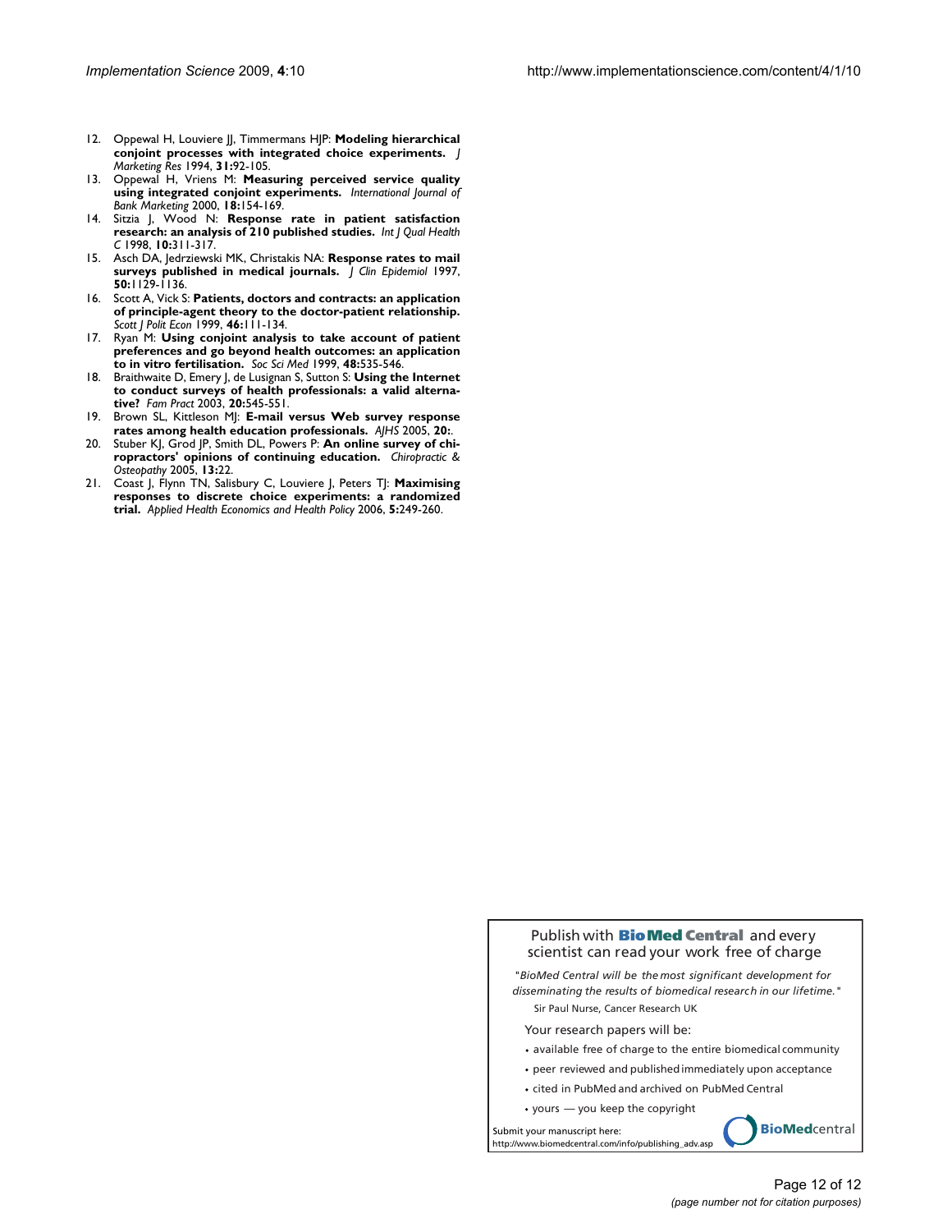12. Oppewal H, Louviere JJ, Timmermans HJP: **Modeling hierarchical conjoint processes with integrated choice experiments.** *J Marketing Res* 1994, **31:**92-105.
13. Oppewal H, Vriens M: **Measuring perceived service quality using integrated conjoint experiments.** *International Journal of Bank Marketing* 2000, **18:**154-169.
14. Sitzia J, Wood N: **Response rate in patient satisfaction research: an analysis of 210 published studies.** *Int J Qual Health C* 1998, **10:**311-317.
15. Asch DA, Jedrziewski MK, Christakis NA: **Response rates to mail surveys published in medical journals.** *J Clin Epidemiol* 1997, **50:**1129-1136.
16. Scott A, Vick S: **Patients, doctors and contracts: an application of principle-agent theory to the doctor-patient relationship.** *Scott J Polit Econ* 1999, **46:**111-134.
17. Ryan M: **Using conjoint analysis to take account of patient preferences and go beyond health outcomes: an application to in vitro fertilisation.** *Soc Sci Med* 1999, **48:**535-546.
18. Braithwaite D, Emery J, de Lusignan S, Sutton S: **Using the Internet to conduct surveys of health professionals: a valid alternative?** *Fam Pract* 2003, **20:**545-551.
19. Brown SL, Kittleson MJ: **E-mail versus Web survey response rates among health education professionals.** *AJHS* 2005, **20:**.
20. Stuber KJ, Grod JP, Smith DL, Powers P: **An online survey of chiropractors' opinions of continuing education.** *Chiropractic & Osteopathy* 2005, **13:**22.
21. Coast J, Flynn TN, Salisbury C, Louviere J, Peters TJ: **Maximising responses to discrete choice experiments: a randomized trial.** *Applied Health Economics and Health Policy* 2006, **5:**249-260.

Publish with **BioMed Central** and every scientist can read your work free of charge

*"BioMed Central will be the most significant development for disseminating the results of biomedical research in our lifetime."*

Sir Paul Nurse, Cancer Research UK

Your research papers will be:

- available free of charge to the entire biomedical community
- peer reviewed and published immediately upon acceptance
- cited in PubMed and archived on PubMed Central
- yours — you keep the copyright

Submit your manuscript here:
http://www.biomedcentral.com/info/publishing_adv.asp

**BioMed**central